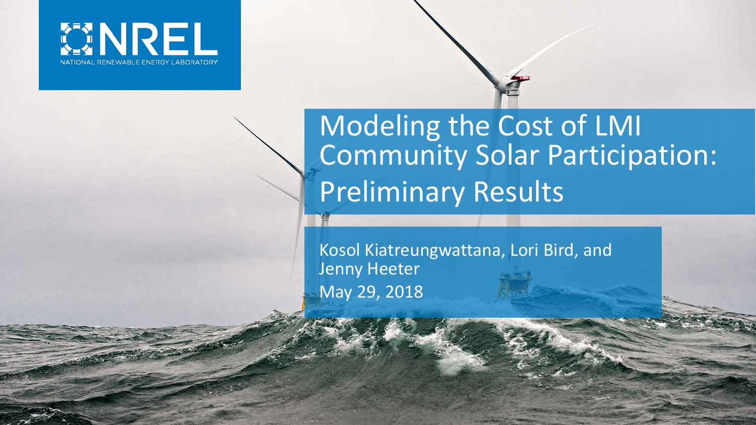NREL
NATIONAL RENEWABLE ENERGY LABORATORY

# Modeling the Cost of LMI Community Solar Participation: Preliminary Results

Kosol Kiatreungwattana, Lori Bird, and Jenny Heeter

May 29, 2018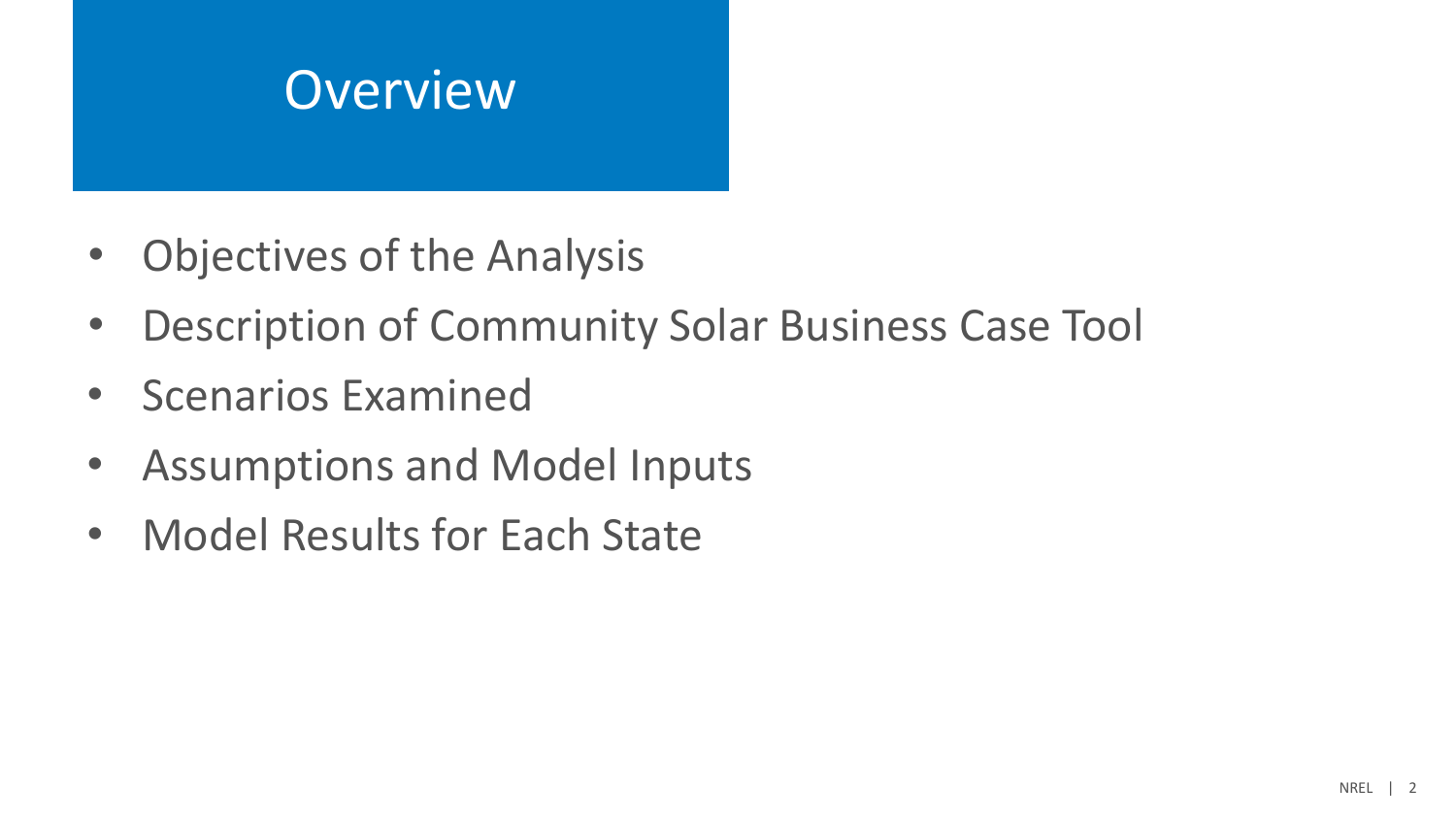# Overview

- Objectives of the Analysis
- Description of Community Solar Business Case Tool
- Scenarios Examined
- Assumptions and Model Inputs
- Model Results for Each State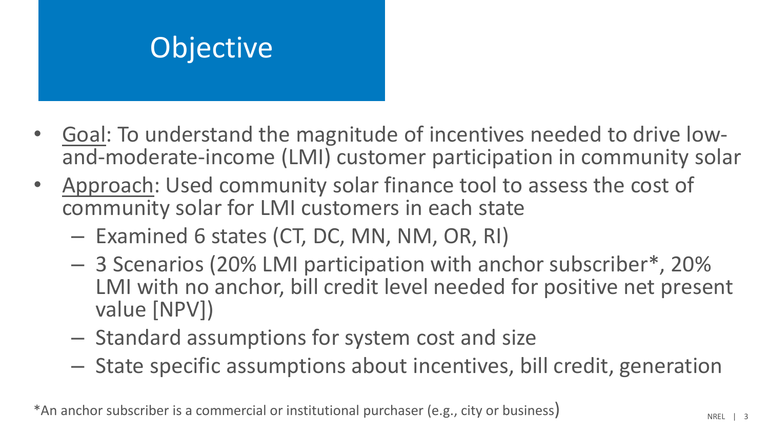# Objective

- Goal: To understand the magnitude of incentives needed to drive low-and-moderate-income (LMI) customer participation in community solar
- Approach: Used community solar finance tool to assess the cost of community solar for LMI customers in each state
  - Examined 6 states (CT, DC, MN, NM, OR, RI)
  - 3 Scenarios (20% LMI participation with anchor subscriber*, 20% LMI with no anchor, bill credit level needed for positive net present value [NPV])
  - Standard assumptions for system cost and size
  - State specific assumptions about incentives, bill credit, generation

*An anchor subscriber is a commercial or institutional purchaser (e.g., city or business)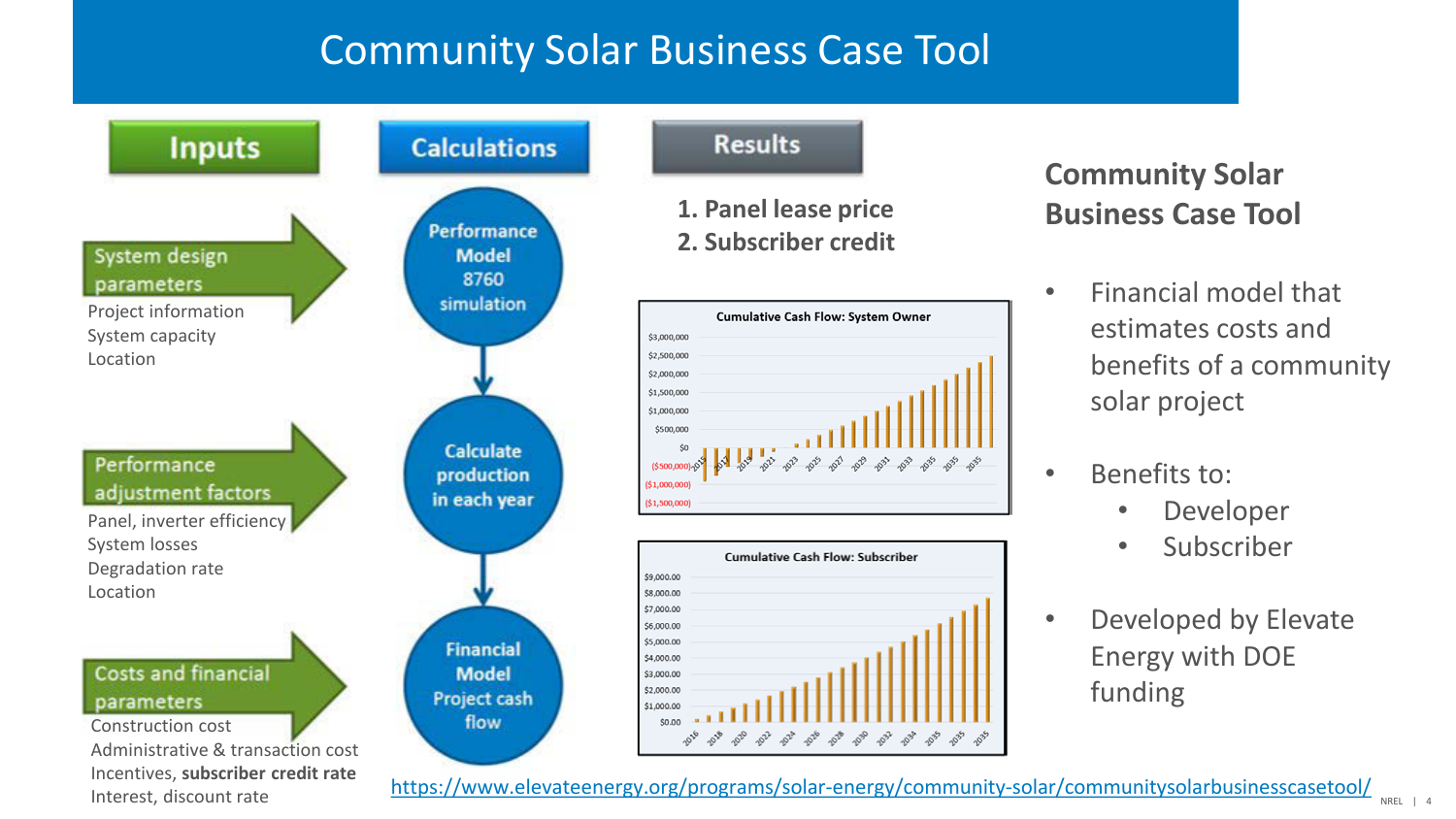# Community Solar Business Case Tool

## Inputs

**System design parameters**
- Project information
- System capacity
- Location

**Performance adjustment factors**
- Panel, inverter efficiency
- System losses
- Degradation rate
- Location

**Costs and financial parameters**
- Construction cost
- Administrative & transaction cost
- Incentives, **subscriber credit rate**
- Interest, discount rate

## Calculations

Performance Model 8760 simulation → Calculate production in each year → Financial Model Project cash flow

## Results

1. Panel lease price
2. Subscriber credit

Cumulative Cash Flow: System Owner

Cumulative Cash Flow: Subscriber

## Community Solar Business Case Tool

- Financial model that estimates costs and benefits of a community solar project
- Benefits to:
  - Developer
  - Subscriber
- Developed by Elevate Energy with DOE funding

https://www.elevateenergy.org/programs/solar-energy/community-solar/communitysolarbusinesscasetool/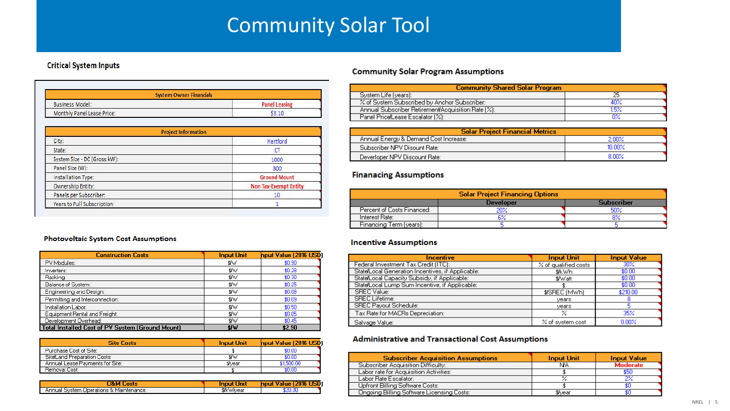# Community Solar Tool

## Critical System Inputs

| System Owner Financials | |
|---|---|
| Business Model: | Panel Leasing |
| Monthly Panel Lease Price: | $3.10 |

| Project Information | |
|---|---|
| City: | Hartford |
| State: | CT |
| System Size - DC (Gross kW): | 1000 |
| Panel Size (W): | 300 |
| Installation Type: | Ground Mount |
| Ownership Entity: | Non Tax-Exempt Entity |
| Panels per Subscriber: | 10 |
| Years to Full Subscription: | 1 |

## Photovoltaic System Cost Assumptions

| Construction Costs | Input Unit | Input Value (2016 USD) |
|---|---|---|
| PV Modules: | $/W | $0.90 |
| Inverters: | $/W | $0.28 |
| Racking | $/W | $0.30 |
| Balance of System: | $/W | $0.25 |
| Engineering and Design: | $/W | $0.08 |
| Permitting and Interconnection: | $/W | $0.09 |
| Installation Labor: | $/W | $0.50 |
| Equipment Rental and Freight: | $/W | $0.05 |
| Development Overhead: | $/W | $0.45 |
| **Total Installed Cost of PV System (Ground Mount)** | **$/W** | **$2.90** |

| Site Costs | Input Unit | Input Value (2016 USD) |
|---|---|---|
| Purchase Cost of Site: | $ | $0.00 |
| Site/Land Preparation Costs: | $/W | $0.00 |
| Annual Lease Payments for Site: | $/year | $1,500.00 |
| Removal Cost: | $ | $0.00 |

| O&M Costs | Input Unit | Input Value (2016 USD) |
|---|---|---|
| Annual System Operations & Maintenance: | $/kW/year | $20.00 |

## Community Solar Program Assumptions

| Community Shared Solar Program | |
|---|---|
| System Life (years): | 25 |
| % of System Subscribed by Anchor Subscriber: | 40% |
| Annual Subscriber Retirement/Acquisition Rate (%): | 1.5% |
| Panel Price/Lease Escalator (%): | 0% |

| Solar Project Financial Metrics | |
|---|---|
| Annual Energy & Demand Cost Increase: | 2.00% |
| Subscriber NPV Discount Rate: | 10.00% |
| Developer NPV Discount Rate: | 8.00% |

## Financing Assumptions

| Solar Project Financing Options | Developer | Subscriber |
|---|---|---|
| Percent of Costs Financed: | 20% | 50% |
| Interest Rate: | 6% | 8% |
| Financing Term (years): | 5 | 5 |

## Incentive Assumptions

| Incentive | Input Unit | Input Value |
|---|---|---|
| Federal Investment Tax Credit (ITC): | % of qualified costs | 30% |
| State/Local Generation Incentives, if Applicable: | $/kWh | $0.00 |
| State/Local Capacity Subsidy, if Applicable: | $/Watt | $0.00 |
| State/Local Lump Sum Incentive, if Applicable: | $ | $0.00 |
| SREC Value: | $/SREC (MWh) | $210.00 |
| SREC Lifetime: | years | 8 |
| SREC Payout Schedule: | years | 5 |
| Tax Rate for MACRs Depreciation: | % | 35% |
| Salvage Value: | % of system cost | 0.00% |

## Administrative and Transactional Cost Assumptions

| Subscriber Acquisition Assumptions | Input Unit | Input Value |
|---|---|---|
| Subscriber Acquisition Difficulty: | N/A | Moderate |
| Labor rate for Acquisition Activities: | $ | $50 |
| Labor Rate Escalator: | % | 2% |
| Upfront Billing Software Costs: | $ | $0 |
| Ongoing Billing Software Licensing Costs: | $/year | $0 |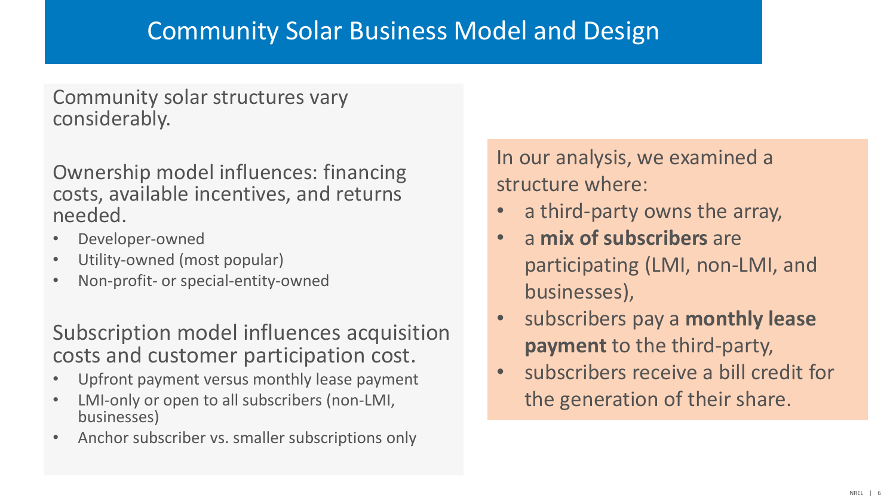# Community Solar Business Model and Design

Community solar structures vary considerably.

Ownership model influences: financing costs, available incentives, and returns needed.

- Developer-owned
- Utility-owned (most popular)
- Non-profit- or special-entity-owned

Subscription model influences acquisition costs and customer participation cost.

- Upfront payment versus monthly lease payment
- LMI-only or open to all subscribers (non-LMI, businesses)
- Anchor subscriber vs. smaller subscriptions only

In our analysis, we examined a structure where:

- a third-party owns the array,
- a **mix of subscribers** are participating (LMI, non-LMI, and businesses),
- subscribers pay a **monthly lease payment** to the third-party,
- subscribers receive a bill credit for the generation of their share.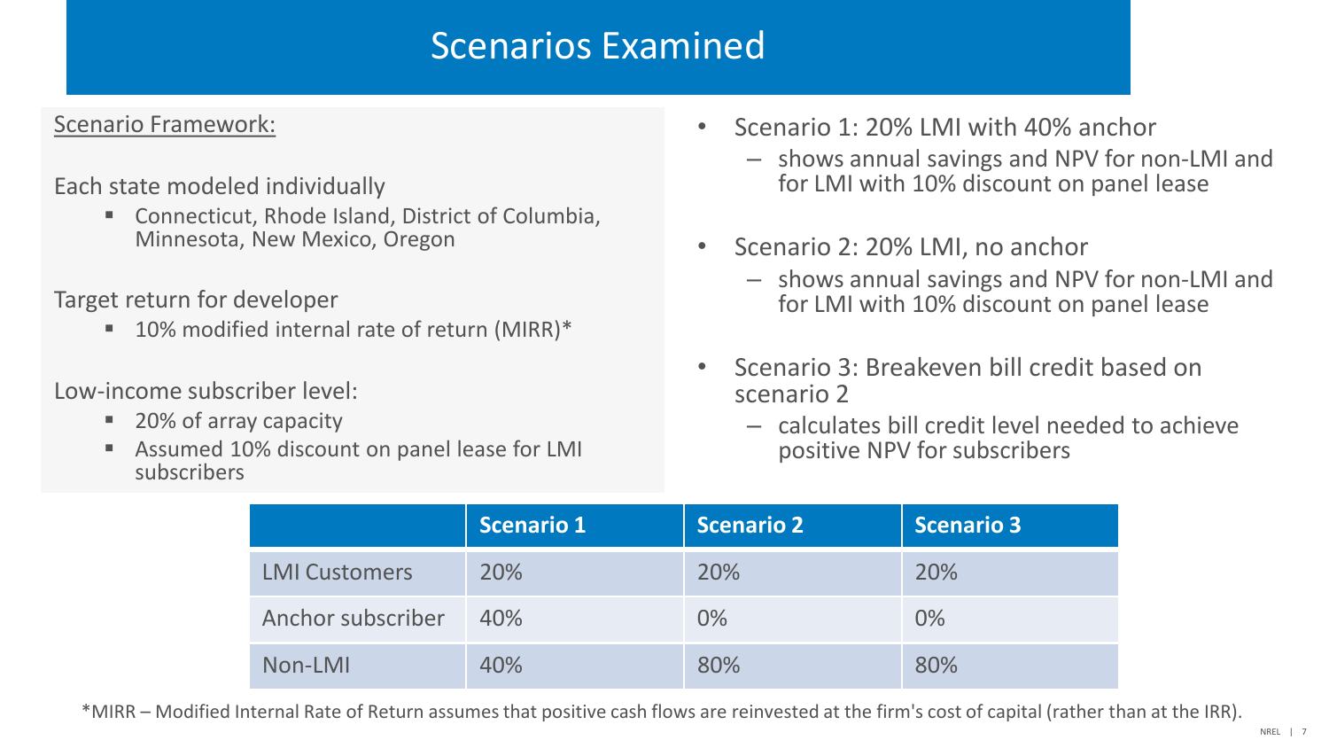# Scenarios Examined

Scenario Framework:

Each state modeled individually

- Connecticut, Rhode Island, District of Columbia, Minnesota, New Mexico, Oregon

Target return for developer

- 10% modified internal rate of return (MIRR)*

Low-income subscriber level:

- 20% of array capacity
- Assumed 10% discount on panel lease for LMI subscribers

- Scenario 1: 20% LMI with 40% anchor
  - shows annual savings and NPV for non-LMI and for LMI with 10% discount on panel lease
- Scenario 2: 20% LMI, no anchor
  - shows annual savings and NPV for non-LMI and for LMI with 10% discount on panel lease
- Scenario 3: Breakeven bill credit based on scenario 2
  - calculates bill credit level needed to achieve positive NPV for subscribers

| | Scenario 1 | Scenario 2 | Scenario 3 |
|---|---|---|---|
| LMI Customers | 20% | 20% | 20% |
| Anchor subscriber | 40% | 0% | 0% |
| Non-LMI | 40% | 80% | 80% |

*MIRR – Modified Internal Rate of Return assumes that positive cash flows are reinvested at the firm's cost of capital (rather than at the IRR).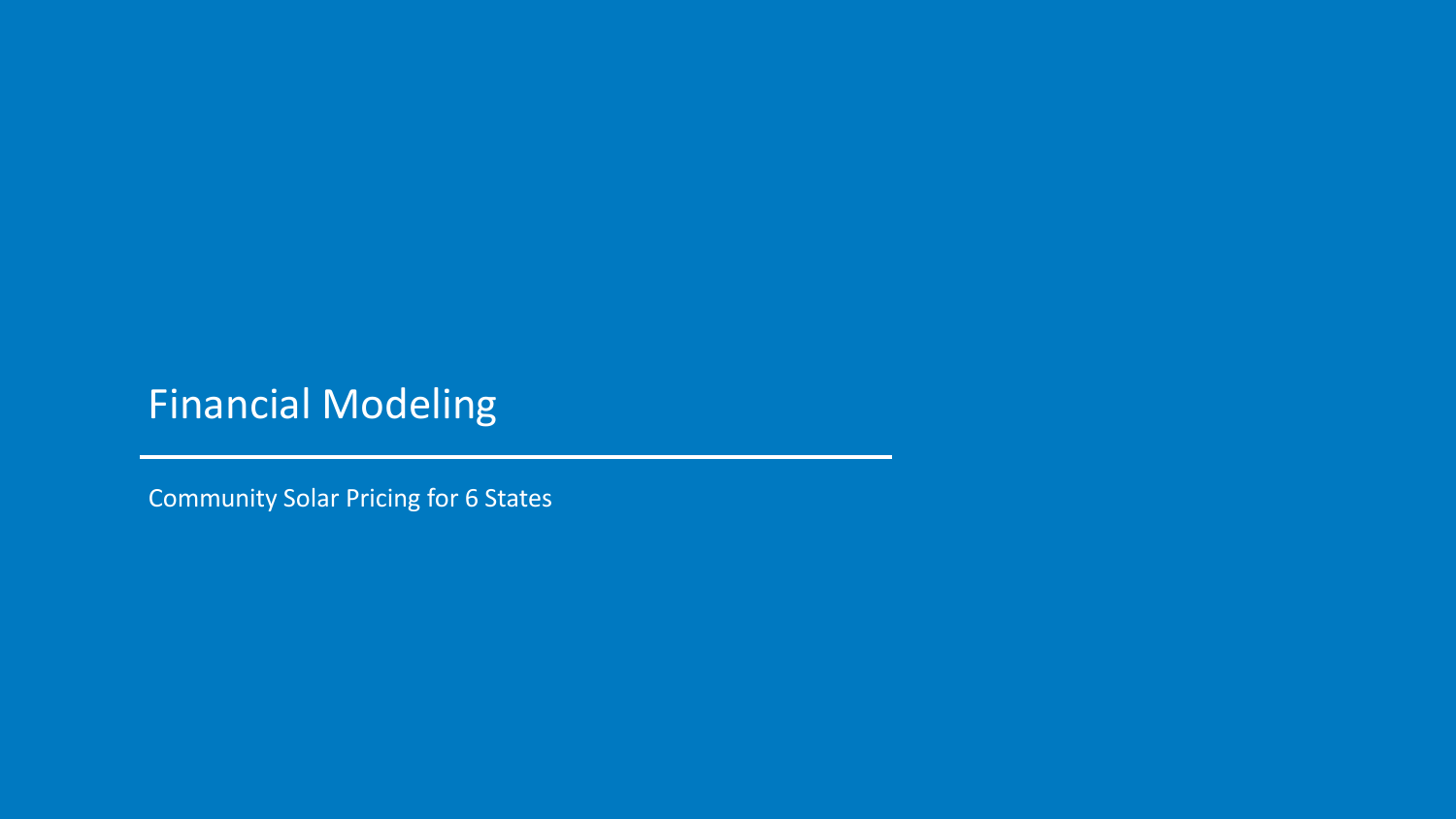# Financial Modeling

Community Solar Pricing for 6 States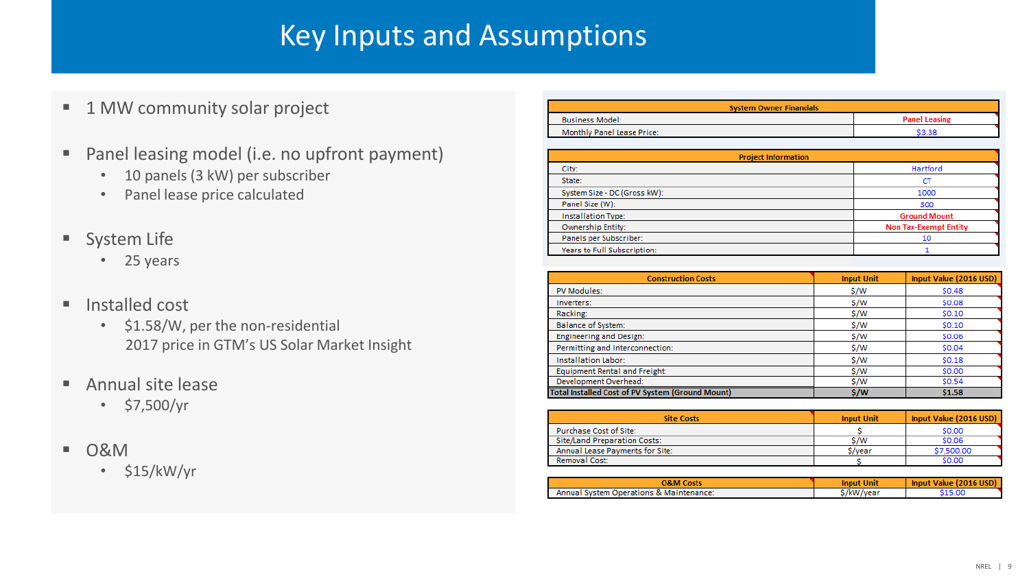# Key Inputs and Assumptions

- 1 MW community solar project
- Panel leasing model (i.e. no upfront payment)
  - 10 panels (3 kW) per subscriber
  - Panel lease price calculated
- System Life
  - 25 years
- Installed cost
  - $1.58/W, per the non-residential 2017 price in GTM's US Solar Market Insight
- Annual site lease
  - $7,500/yr
- O&M
  - $15/kW/yr

| System Owner Financials | |
|---|---|
| Business Model: | Panel Leasing |
| Monthly Panel Lease Price: | $3.38 |

| Project Information | |
|---|---|
| City: | Hartford |
| State: | CT |
| System Size - DC (Gross kW): | 1000 |
| Panel Size (W): | 300 |
| Installation Type: | Ground Mount |
| Ownership Entity: | Non Tax-Exempt Entity |
| Panels per Subscriber: | 10 |
| Years to Full Subscription: | 1 |

| Construction Costs | Input Unit | Input Value (2016 USD) |
|---|---|---|
| PV Modules: | $/W | $0.48 |
| Inverters: | $/W | $0.08 |
| Racking: | $/W | $0.10 |
| Balance of System: | $/W | $0.10 |
| Engineering and Design: | $/W | $0.06 |
| Permitting and Interconnection: | $/W | $0.04 |
| Installation Labor: | $/W | $0.18 |
| Equipment Rental and Freight: | $/W | $0.00 |
| Development Overhead: | $/W | $0.54 |
| **Total Installed Cost of PV System (Ground Mount)** | **$/W** | **$1.58** |

| Site Costs | Input Unit | Input Value (2016 USD) |
|---|---|---|
| Purchase Cost of Site: | $ | $0.00 |
| Site/Land Preparation Costs: | $/W | $0.06 |
| Annual Lease Payments for Site: | $/year | $7,500.00 |
| Removal Cost: | $ | $0.00 |

| O&M Costs | Input Unit | Input Value (2016 USD) |
|---|---|---|
| Annual System Operations & Maintenance: | $/kW/year | $15.00 |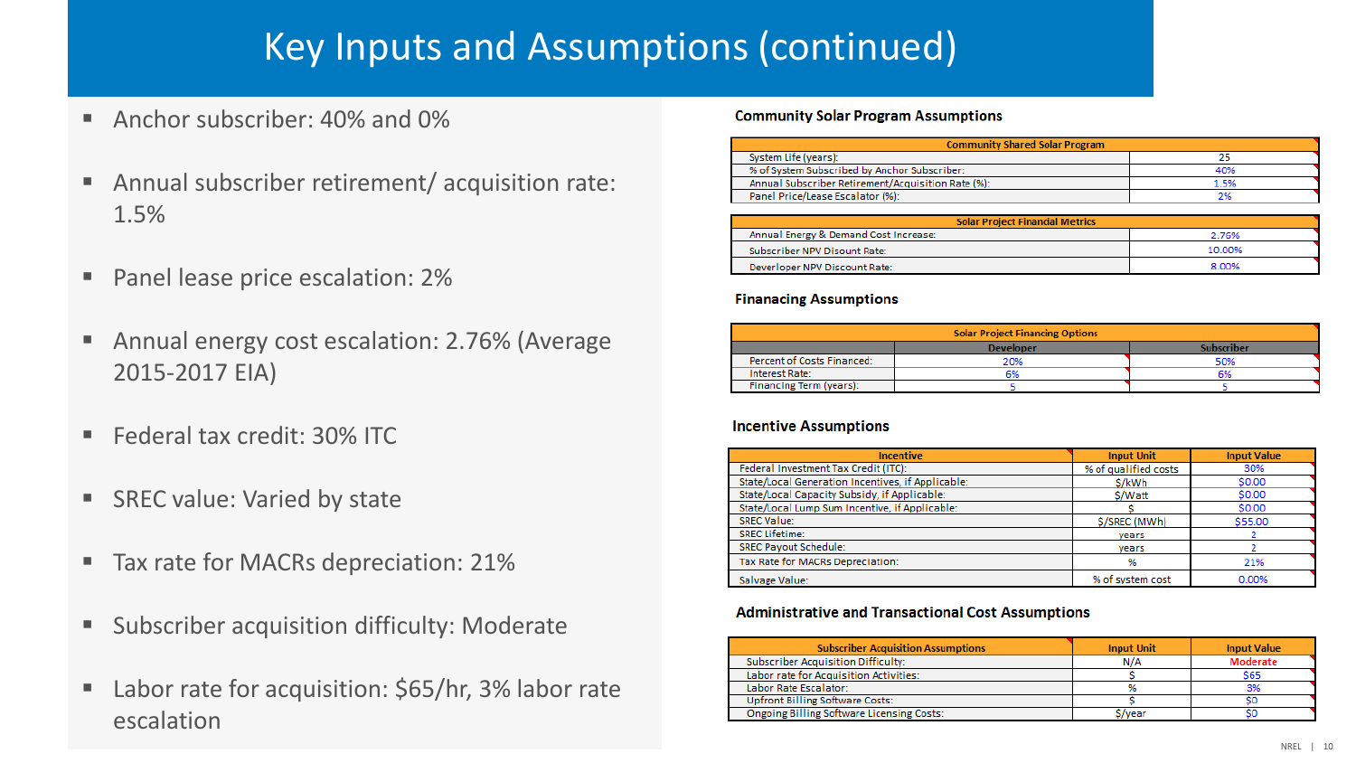# Key Inputs and Assumptions (continued)

- Anchor subscriber: 40% and 0%
- Annual subscriber retirement/ acquisition rate: 1.5%
- Panel lease price escalation: 2%
- Annual energy cost escalation: 2.76% (Average 2015-2017 EIA)
- Federal tax credit: 30% ITC
- SREC value: Varied by state
- Tax rate for MACRs depreciation: 21%
- Subscriber acquisition difficulty: Moderate
- Labor rate for acquisition: $65/hr, 3% labor rate escalation

### Community Solar Program Assumptions

| Community Shared Solar Program | |
|---|---|
| System Life (years): | 25 |
| % of System Subscribed by Anchor Subscriber: | 40% |
| Annual Subscriber Retirement/Acquisition Rate (%): | 1.5% |
| Panel Price/Lease Escalator (%): | 2% |

| Solar Project Financial Metrics | |
|---|---|
| Annual Energy & Demand Cost Increase: | 2.76% |
| Subscriber NPV Disount Rate: | 10.00% |
| Developer NPV Discount Rate: | 8.00% |

### Finanacing Assumptions

| Solar Project Financing Options | | |
|---|---|---|
| | Developer | Subscriber |
| Percent of Costs Financed: | 20% | 50% |
| Interest Rate: | 6% | 6% |
| Financing Term (years): | 5 | 5 |

### Incentive Assumptions

| Incentive | Input Unit | Input Value |
|---|---|---|
| Federal Investment Tax Credit (ITC): | % of qualified costs | 30% |
| State/Local Generation Incentives, if Applicable: | $/kWh | $0.00 |
| State/Local Capacity Subsidy, if Applicable: | $/Watt | $0.00 |
| State/Local Lump Sum Incentive, if Applicable: | $ | $0.00 |
| SREC Value: | $/SREC (MWh) | $55.00 |
| SREC Lifetime: | years | 2 |
| SREC Payout Schedule: | years | 2 |
| Tax Rate for MACRs Depreciation: | % | 21% |
| Salvage Value: | % of system cost | 0.00% |

### Administrative and Transactional Cost Assumptions

| Subscriber Acquisition Assumptions | Input Unit | Input Value |
|---|---|---|
| Subscriber Acquisition Difficulty: | N/A | Moderate |
| Labor rate for Acquisition Activities: | $ | $65 |
| Labor Rate Escalator: | % | 3% |
| Upfront Billing Software Costs: | $ | $0 |
| Ongoing Billing Software Licensing Costs: | $/year | $0 |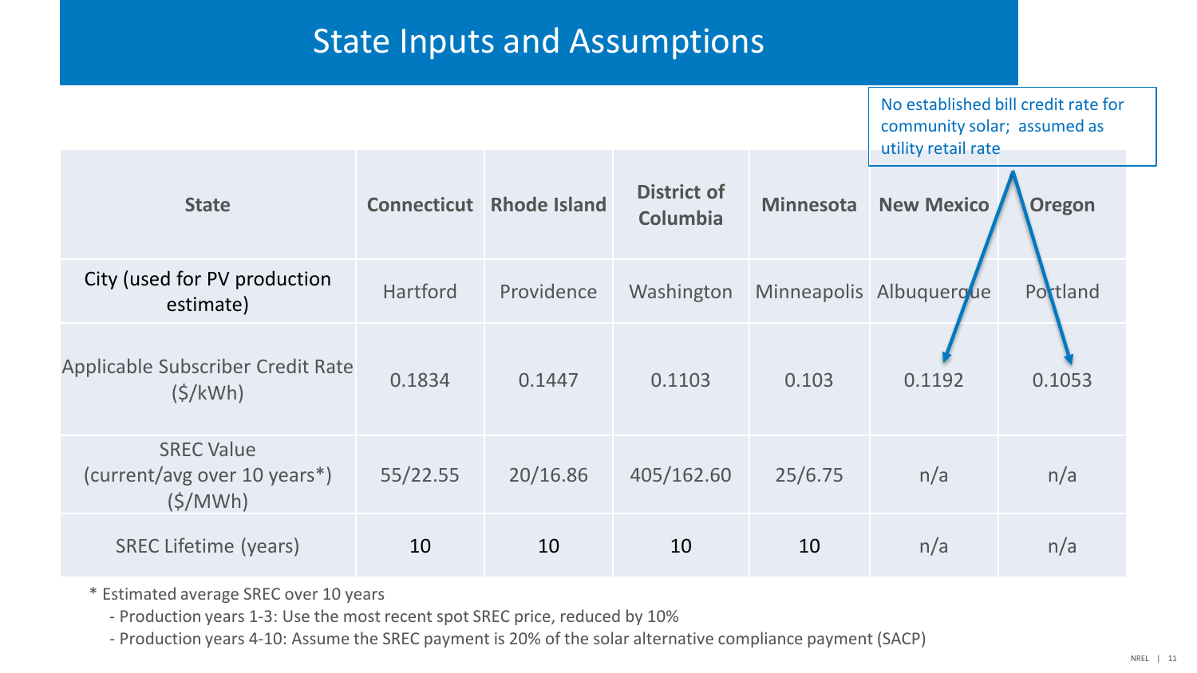# State Inputs and Assumptions

No established bill credit rate for community solar; assumed as utility retail rate

| State | Connecticut | Rhode Island | District of Columbia | Minnesota | New Mexico | Oregon |
|---|---|---|---|---|---|---|
| City (used for PV production estimate) | Hartford | Providence | Washington | Minneapolis | Albuquerque | Portland |
| Applicable Subscriber Credit Rate ($/kWh) | 0.1834 | 0.1447 | 0.1103 | 0.103 | 0.1192 | 0.1053 |
| SREC Value (current/avg over 10 years*) ($/MWh) | 55/22.55 | 20/16.86 | 405/162.60 | 25/6.75 | n/a | n/a |
| SREC Lifetime (years) | 10 | 10 | 10 | 10 | n/a | n/a |

\* Estimated average SREC over 10 years

- Production years 1-3: Use the most recent spot SREC price, reduced by 10%
- Production years 4-10: Assume the SREC payment is 20% of the solar alternative compliance payment (SACP)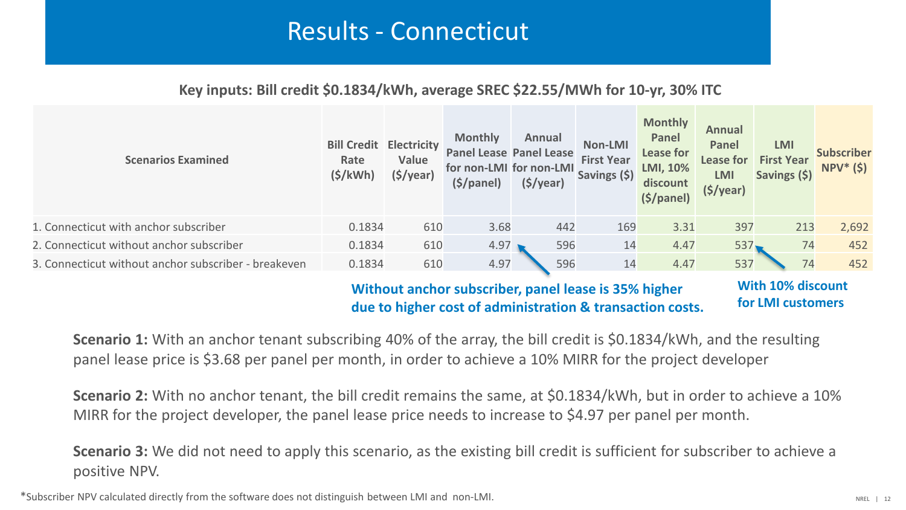# Results - Connecticut

**Key inputs: Bill credit $0.1834/kWh, average SREC $22.55/MWh for 10-yr, 30% ITC**

| Scenarios Examined | Bill Credit Rate ($/kWh) | Electricity Value ($/year) | Monthly Panel Lease for non-LMI ($/panel) | Annual Panel Lease for non-LMI ($/year) | Non-LMI First Year Savings ($) | Monthly Panel Lease for LMI, 10% discount ($/panel) | Annual Panel Lease for LMI ($/year) | LMI First Year Savings ($) | Subscriber NPV* ($) |
|---|---|---|---|---|---|---|---|---|---|
| 1. Connecticut with anchor subscriber | 0.1834 | 610 | 3.68 | 442 | 169 | 3.31 | 397 | 213 | 2,692 |
| 2. Connecticut without anchor subscriber | 0.1834 | 610 | 4.97 | 596 | 14 | 4.47 | 537 | 74 | 452 |
| 3. Connecticut without anchor subscriber - breakeven | 0.1834 | 610 | 4.97 | 596 | 14 | 4.47 | 537 | 74 | 452 |

**Without anchor subscriber, panel lease is 35% higher due to higher cost of administration & transaction costs.**

**With 10% discount for LMI customers**

**Scenario 1:** With an anchor tenant subscribing 40% of the array, the bill credit is $0.1834/kWh, and the resulting panel lease price is $3.68 per panel per month, in order to achieve a 10% MIRR for the project developer

**Scenario 2:** With no anchor tenant, the bill credit remains the same, at $0.1834/kWh, but in order to achieve a 10% MIRR for the project developer, the panel lease price needs to increase to $4.97 per panel per month.

**Scenario 3:** We did not need to apply this scenario, as the existing bill credit is sufficient for subscriber to achieve a positive NPV.

*Subscriber NPV calculated directly from the software does not distinguish between LMI and non-LMI.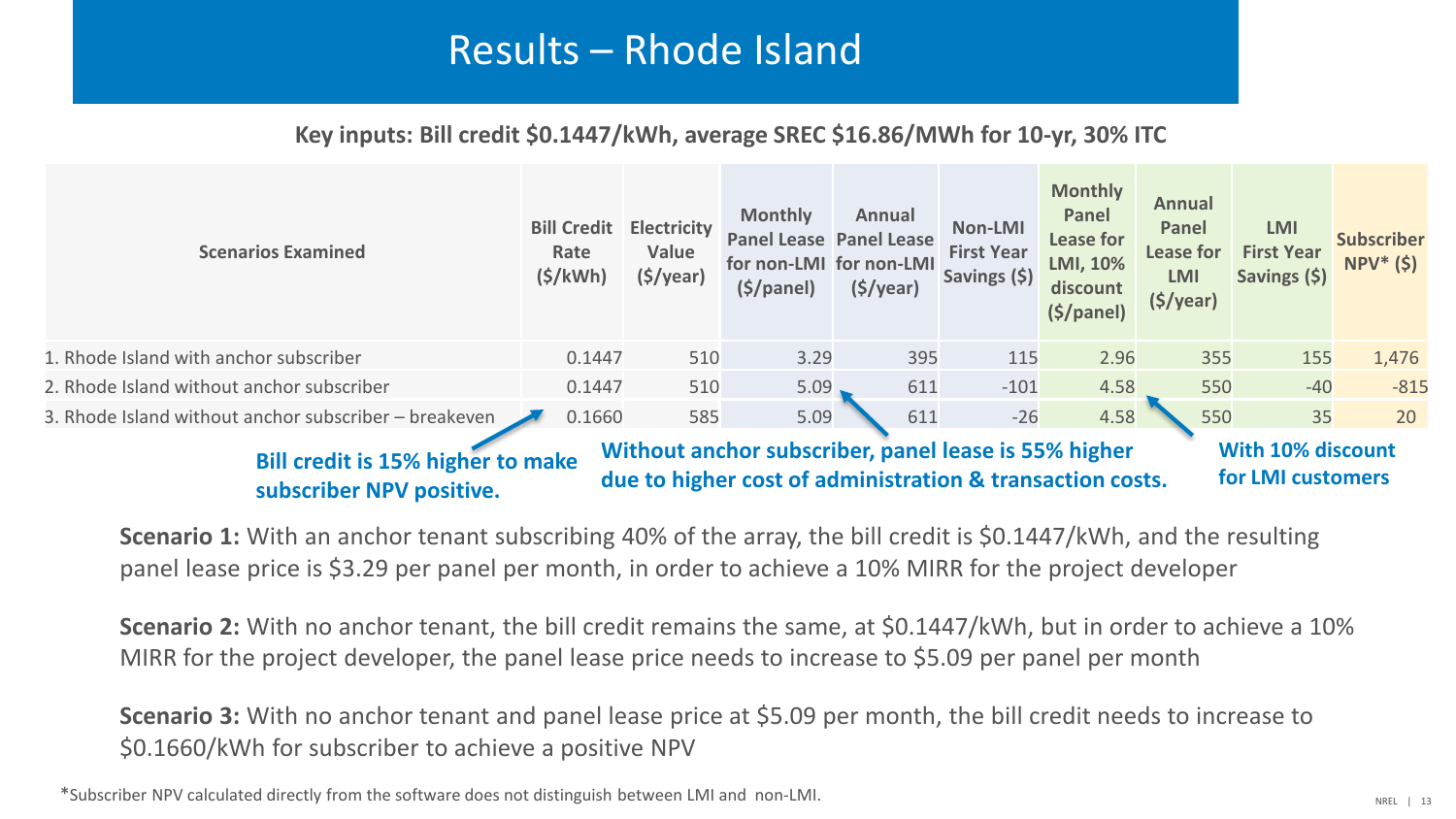# Results – Rhode Island

**Key inputs: Bill credit $0.1447/kWh, average SREC $16.86/MWh for 10-yr, 30% ITC**

| Scenarios Examined | Bill Credit Rate ($/kWh) | Electricity Value ($/year) | Monthly Panel Lease for non-LMI ($/panel) | Annual Panel Lease for non-LMI ($/year) | Non-LMI First Year Savings ($) | Monthly Panel Lease for LMI, 10% discount ($/panel) | Annual Panel Lease for LMI ($/year) | LMI First Year Savings ($) | Subscriber NPV* ($) |
|---|---|---|---|---|---|---|---|---|---|
| 1. Rhode Island with anchor subscriber | 0.1447 | 510 | 3.29 | 395 | 115 | 2.96 | 355 | 155 | 1,476 |
| 2. Rhode Island without anchor subscriber | 0.1447 | 510 | 5.09 | 611 | -101 | 4.58 | 550 | -40 | -815 |
| 3. Rhode Island without anchor subscriber – breakeven | 0.1660 | 585 | 5.09 | 611 | -26 | 4.58 | 550 | 35 | 20 |

**Bill credit is 15% higher to make subscriber NPV positive.**

**Without anchor subscriber, panel lease is 55% higher due to higher cost of administration & transaction costs.**

**With 10% discount for LMI customers**

**Scenario 1:** With an anchor tenant subscribing 40% of the array, the bill credit is $0.1447/kWh, and the resulting panel lease price is $3.29 per panel per month, in order to achieve a 10% MIRR for the project developer

**Scenario 2:** With no anchor tenant, the bill credit remains the same, at $0.1447/kWh, but in order to achieve a 10% MIRR for the project developer, the panel lease price needs to increase to $5.09 per panel per month

**Scenario 3:** With no anchor tenant and panel lease price at $5.09 per month, the bill credit needs to increase to $0.1660/kWh for subscriber to achieve a positive NPV

*Subscriber NPV calculated directly from the software does not distinguish between LMI and non-LMI.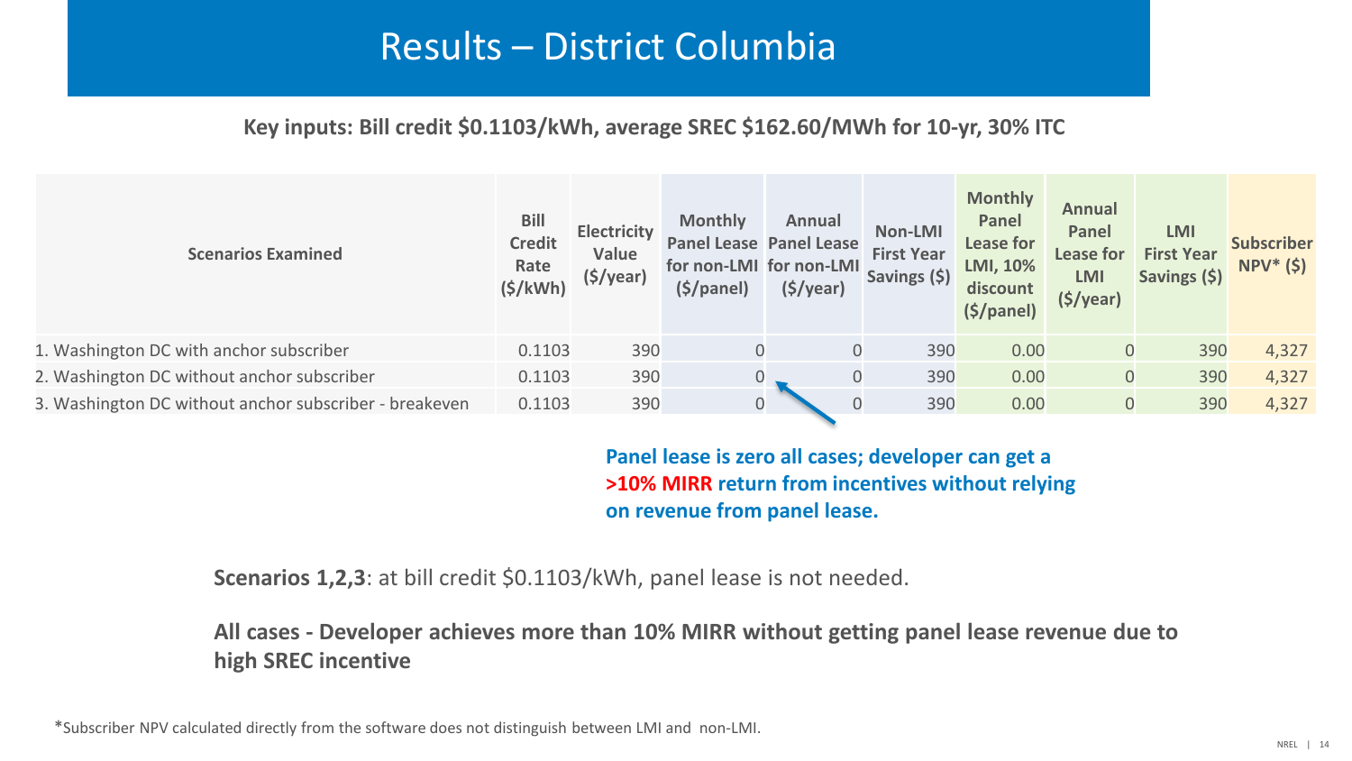# Results – District Columbia

**Key inputs: Bill credit $0.1103/kWh, average SREC $162.60/MWh for 10-yr, 30% ITC**

| Scenarios Examined | Bill Credit Rate ($/kWh) | Electricity Value ($/year) | Monthly Panel Lease for non-LMI ($/panel) | Annual Panel Lease for non-LMI ($/year) | Non-LMI First Year Savings ($) | Monthly Panel Lease for LMI, 10% discount ($/panel) | Annual Panel Lease for LMI ($/year) | LMI First Year Savings ($) | Subscriber NPV* ($) |
|---|---|---|---|---|---|---|---|---|---|
| 1. Washington DC with anchor subscriber | 0.1103 | 390 | 0 | 0 | 390 | 0.00 | 0 | 390 | 4,327 |
| 2. Washington DC without anchor subscriber | 0.1103 | 390 | 0 | 0 | 390 | 0.00 | 0 | 390 | 4,327 |
| 3. Washington DC without anchor subscriber - breakeven | 0.1103 | 390 | 0 | 0 | 390 | 0.00 | 0 | 390 | 4,327 |

**Panel lease is zero all cases; developer can get a >10% MIRR return from incentives without relying on revenue from panel lease.**

**Scenarios 1,2,3**: at bill credit $0.1103/kWh, panel lease is not needed.

**All cases - Developer achieves more than 10% MIRR without getting panel lease revenue due to high SREC incentive**

*Subscriber NPV calculated directly from the software does not distinguish between LMI and non-LMI.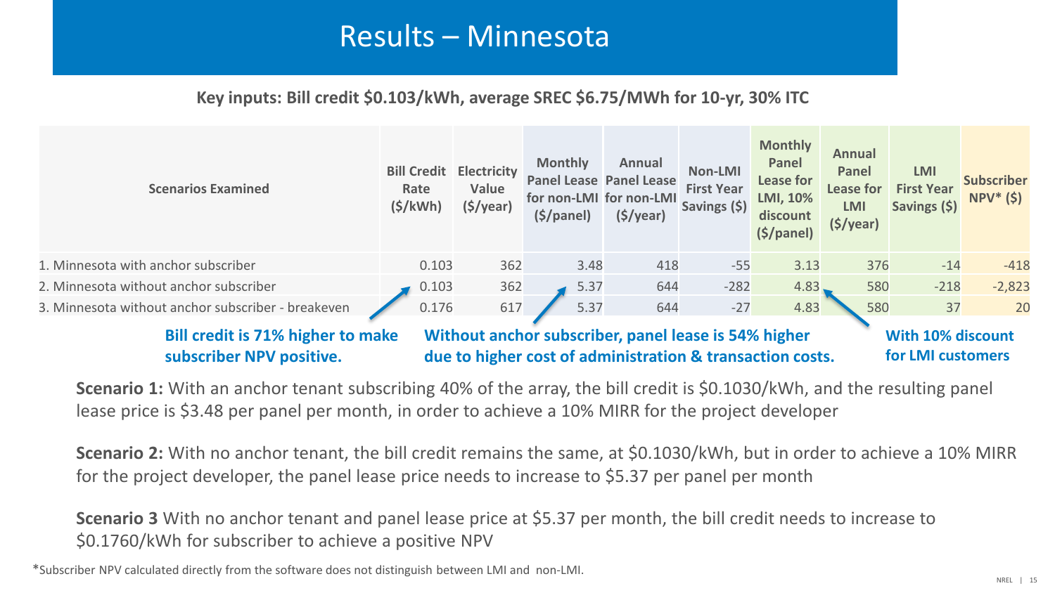# Results – Minnesota

**Key inputs: Bill credit $0.103/kWh, average SREC $6.75/MWh for 10-yr, 30% ITC**

| Scenarios Examined | Bill Credit Rate ($/kWh) | Electricity Value ($/year) | Monthly Panel Lease for non-LMI ($/panel) | Annual Panel Lease for non-LMI ($/year) | Non-LMI First Year Savings ($) | Monthly Panel Lease for LMI, 10% discount ($/panel) | Annual Panel Lease for LMI ($/year) | LMI First Year Savings ($) | Subscriber NPV* ($) |
|---|---|---|---|---|---|---|---|---|---|
| 1. Minnesota with anchor subscriber | 0.103 | 362 | 3.48 | 418 | -55 | 3.13 | 376 | -14 | -418 |
| 2. Minnesota without anchor subscriber | 0.103 | 362 | 5.37 | 644 | -282 | 4.83 | 580 | -218 | -2,823 |
| 3. Minnesota without anchor subscriber - breakeven | 0.176 | 617 | 5.37 | 644 | -27 | 4.83 | 580 | 37 | 20 |

**Bill credit is 71% higher to make subscriber NPV positive.**

**Without anchor subscriber, panel lease is 54% higher due to higher cost of administration & transaction costs.**

**With 10% discount for LMI customers**

**Scenario 1:** With an anchor tenant subscribing 40% of the array, the bill credit is $0.1030/kWh, and the resulting panel lease price is $3.48 per panel per month, in order to achieve a 10% MIRR for the project developer

**Scenario 2:** With no anchor tenant, the bill credit remains the same, at $0.1030/kWh, but in order to achieve a 10% MIRR for the project developer, the panel lease price needs to increase to $5.37 per panel per month

**Scenario 3** With no anchor tenant and panel lease price at $5.37 per month, the bill credit needs to increase to $0.1760/kWh for subscriber to achieve a positive NPV

*Subscriber NPV calculated directly from the software does not distinguish between LMI and non-LMI.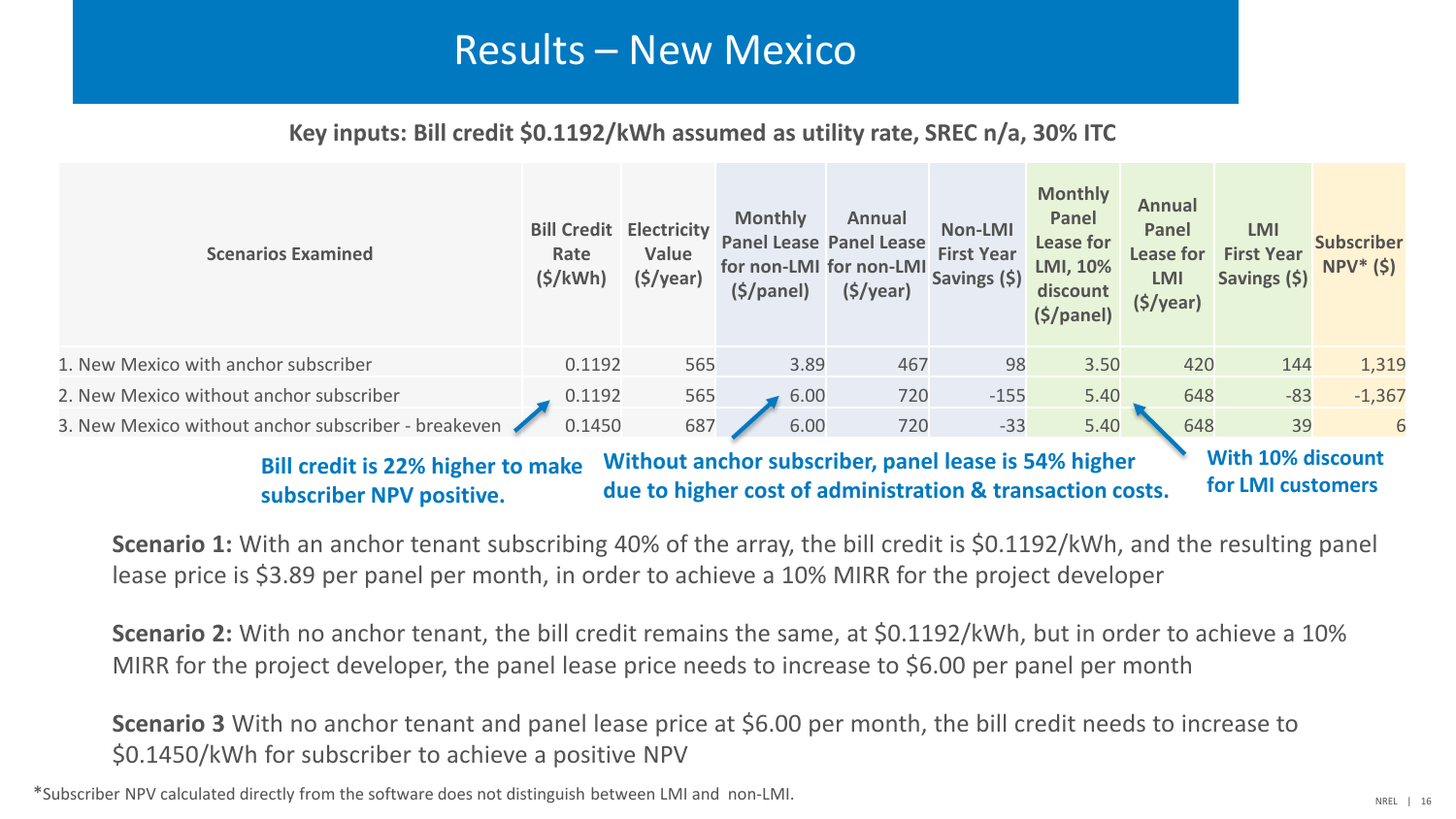# Results – New Mexico

**Key inputs: Bill credit $0.1192/kWh assumed as utility rate, SREC n/a, 30% ITC**

| Scenarios Examined | Bill Credit Rate ($/kWh) | Electricity Value ($/year) | Monthly Panel Lease for non-LMI ($/panel) | Annual Panel Lease for non-LMI ($/year) | Non-LMI First Year Savings ($) | Monthly Panel Lease for LMI, 10% discount ($/panel) | Annual Panel Lease for LMI ($/year) | LMI First Year Savings ($) | Subscriber NPV* ($) |
|---|---|---|---|---|---|---|---|---|---|
| 1. New Mexico with anchor subscriber | 0.1192 | 565 | 3.89 | 467 | 98 | 3.50 | 420 | 144 | 1,319 |
| 2. New Mexico without anchor subscriber | 0.1192 | 565 | 6.00 | 720 | -155 | 5.40 | 648 | -83 | -1,367 |
| 3. New Mexico without anchor subscriber - breakeven | 0.1450 | 687 | 6.00 | 720 | -33 | 5.40 | 648 | 39 | 6 |

**Bill credit is 22% higher to make subscriber NPV positive.**

**Without anchor subscriber, panel lease is 54% higher due to higher cost of administration & transaction costs.**

**With 10% discount for LMI customers**

**Scenario 1:** With an anchor tenant subscribing 40% of the array, the bill credit is $0.1192/kWh, and the resulting panel lease price is $3.89 per panel per month, in order to achieve a 10% MIRR for the project developer

**Scenario 2:** With no anchor tenant, the bill credit remains the same, at $0.1192/kWh, but in order to achieve a 10% MIRR for the project developer, the panel lease price needs to increase to $6.00 per panel per month

**Scenario 3** With no anchor tenant and panel lease price at $6.00 per month, the bill credit needs to increase to $0.1450/kWh for subscriber to achieve a positive NPV

*Subscriber NPV calculated directly from the software does not distinguish between LMI and non-LMI.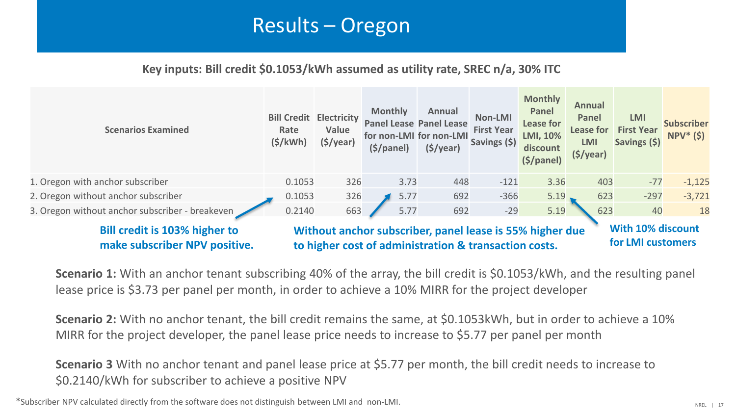# Results – Oregon

**Key inputs: Bill credit $0.1053/kWh assumed as utility rate, SREC n/a, 30% ITC**

| Scenarios Examined | Bill Credit Rate ($/kWh) | Electricity Value ($/year) | Monthly Panel Lease for non-LMI ($/panel) | Annual Panel Lease for non-LMI ($/year) | Non-LMI First Year Savings ($) | Monthly Panel Lease for LMI, 10% discount ($/panel) | Annual Panel Lease for LMI ($/year) | LMI First Year Savings ($) | Subscriber NPV* ($) |
|---|---|---|---|---|---|---|---|---|---|
| 1. Oregon with anchor subscriber | 0.1053 | 326 | 3.73 | 448 | -121 | 3.36 | 403 | -77 | -1,125 |
| 2. Oregon without anchor subscriber | 0.1053 | 326 | 5.77 | 692 | -366 | 5.19 | 623 | -297 | -3,721 |
| 3. Oregon without anchor subscriber - breakeven | 0.2140 | 663 | 5.77 | 692 | -29 | 5.19 | 623 | 40 | 18 |

**Bill credit is 103% higher to make subscriber NPV positive.**

**Without anchor subscriber, panel lease is 55% higher due to higher cost of administration & transaction costs.**

**With 10% discount for LMI customers**

**Scenario 1:** With an anchor tenant subscribing 40% of the array, the bill credit is $0.1053/kWh, and the resulting panel lease price is $3.73 per panel per month, in order to achieve a 10% MIRR for the project developer

**Scenario 2:** With no anchor tenant, the bill credit remains the same, at $0.1053kWh, but in order to achieve a 10% MIRR for the project developer, the panel lease price needs to increase to $5.77 per panel per month

**Scenario 3** With no anchor tenant and panel lease price at $5.77 per month, the bill credit needs to increase to $0.2140/kWh for subscriber to achieve a positive NPV

*Subscriber NPV calculated directly from the software does not distinguish between LMI and non-LMI.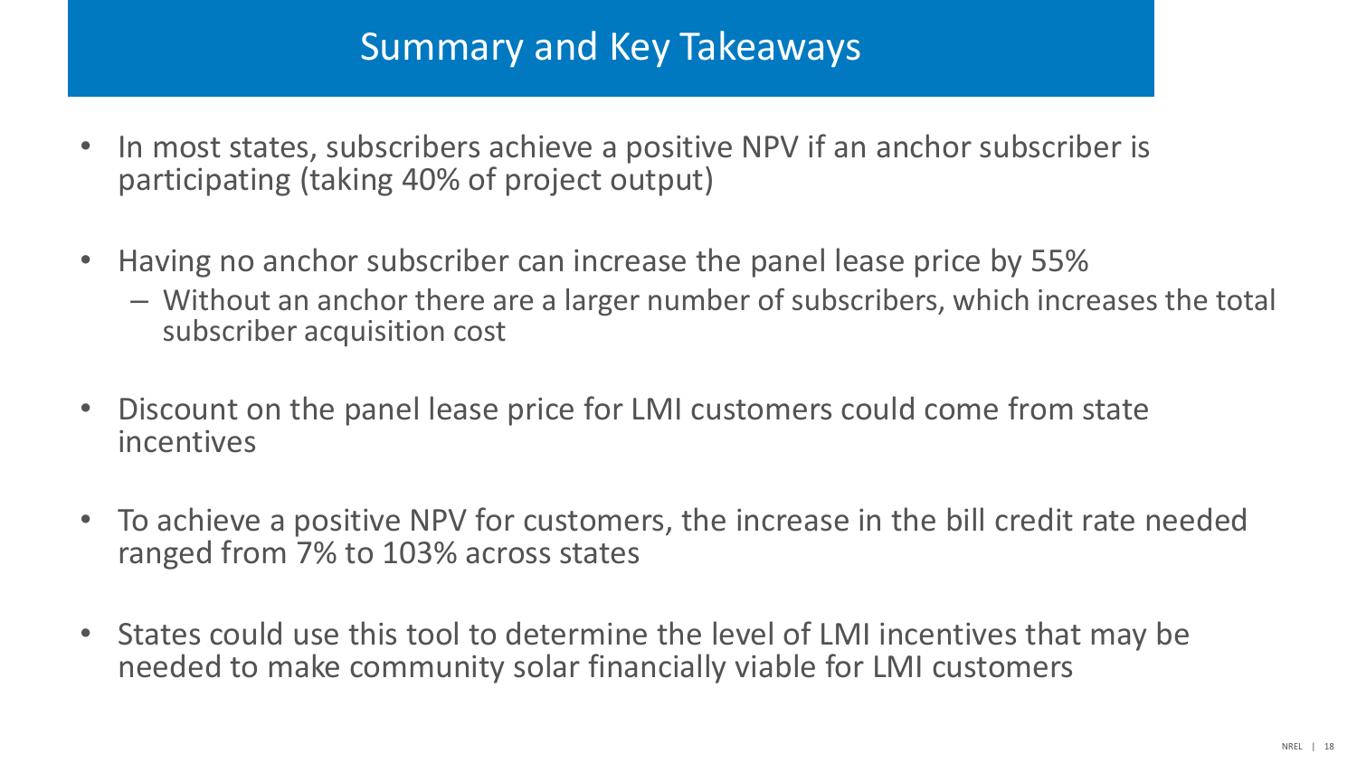# Summary and Key Takeaways

- In most states, subscribers achieve a positive NPV if an anchor subscriber is participating (taking 40% of project output)
- Having no anchor subscriber can increase the panel lease price by 55%
  - Without an anchor there are a larger number of subscribers, which increases the total subscriber acquisition cost
- Discount on the panel lease price for LMI customers could come from state incentives
- To achieve a positive NPV for customers, the increase in the bill credit rate needed ranged from 7% to 103% across states
- States could use this tool to determine the level of LMI incentives that may be needed to make community solar financially viable for LMI customers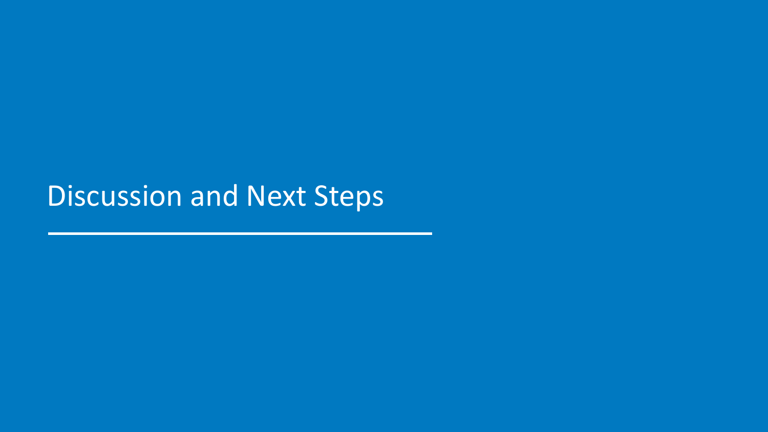# Discussion and Next Steps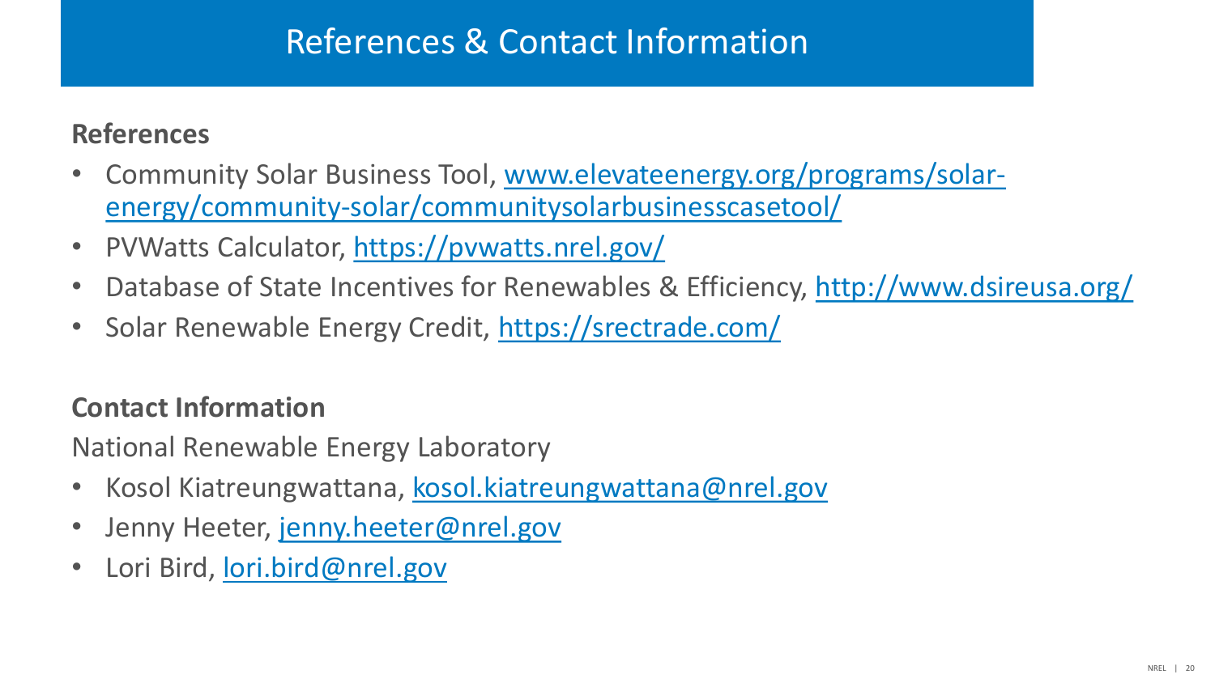# References & Contact Information

**References**

- Community Solar Business Tool, www.elevateenergy.org/programs/solar-energy/community-solar/communitysolarbusinesscasetool/
- PVWatts Calculator, https://pvwatts.nrel.gov/
- Database of State Incentives for Renewables & Efficiency, http://www.dsireusa.org/
- Solar Renewable Energy Credit, https://srectrade.com/

**Contact Information**

National Renewable Energy Laboratory

- Kosol Kiatreungwattana, kosol.kiatreungwattana@nrel.gov
- Jenny Heeter, jenny.heeter@nrel.gov
- Lori Bird, lori.bird@nrel.gov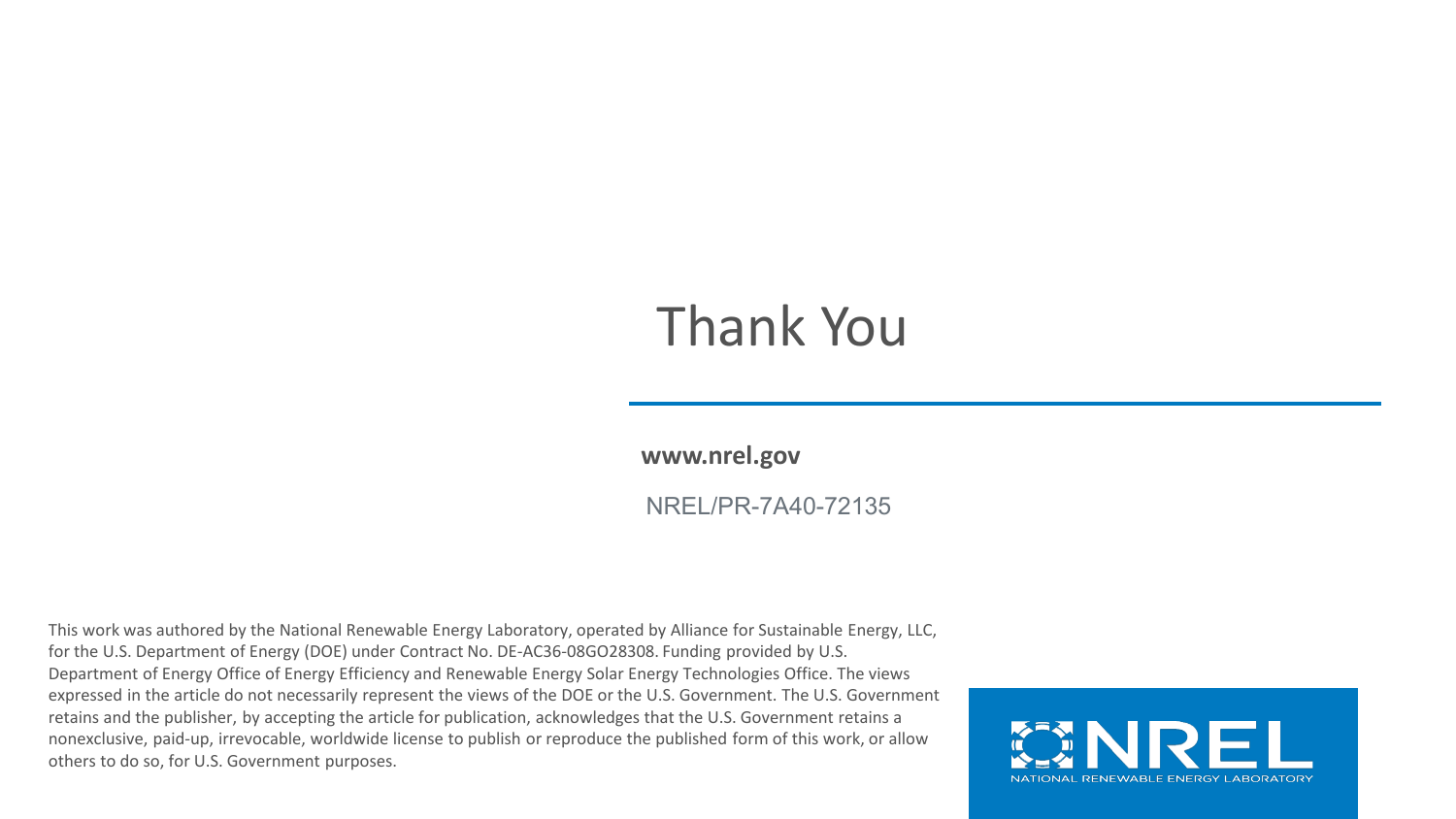# Thank You

**www.nrel.gov**

NREL/PR-7A40-72135

This work was authored by the National Renewable Energy Laboratory, operated by Alliance for Sustainable Energy, LLC, for the U.S. Department of Energy (DOE) under Contract No. DE-AC36-08GO28308. Funding provided by U.S. Department of Energy Office of Energy Efficiency and Renewable Energy Solar Energy Technologies Office. The views expressed in the article do not necessarily represent the views of the DOE or the U.S. Government. The U.S. Government retains and the publisher, by accepting the article for publication, acknowledges that the U.S. Government retains a nonexclusive, paid-up, irrevocable, worldwide license to publish or reproduce the published form of this work, or allow others to do so, for U.S. Government purposes.

NREL
NATIONAL RENEWABLE ENERGY LABORATORY